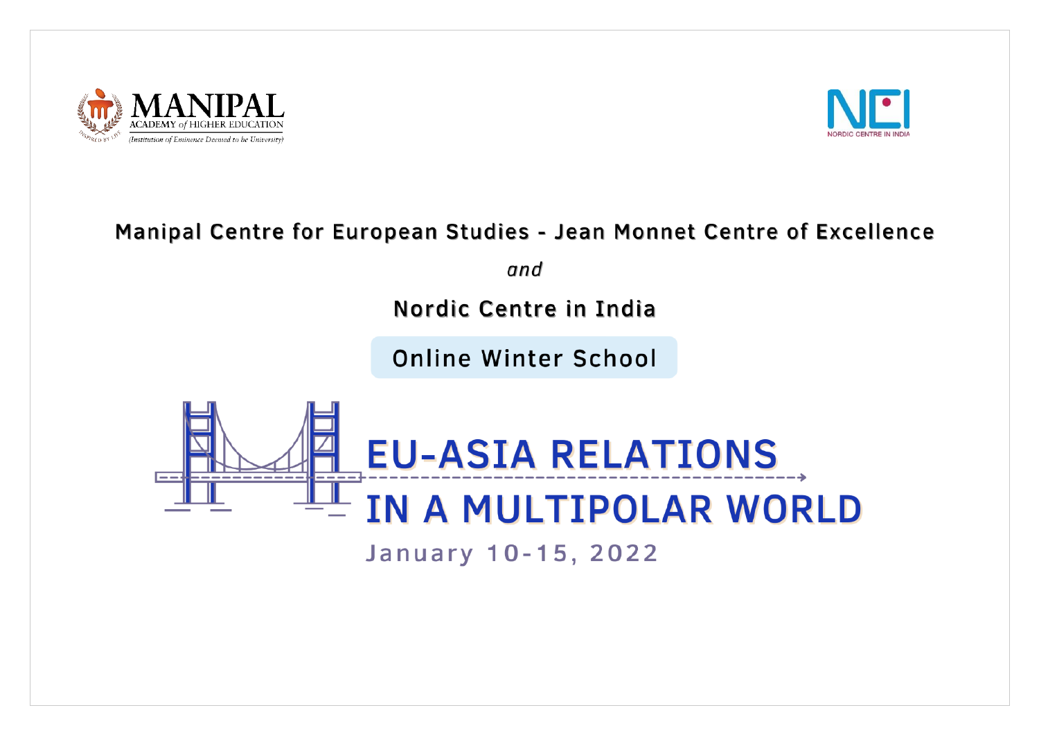MANIPAL ACADEMY of HIGHER EDUCATION (Institution of Eminence Deemed to be University)

NORDIC CENTRE IN INDIA

**Manipal Centre for European Studies - Jean Monnet Centre of Excellence**

*and*

**Nordic Centre in India**

Online Winter School

# EU-ASIA RELATIONS IN A MULTIPOLAR WORLD

January 10-15, 2022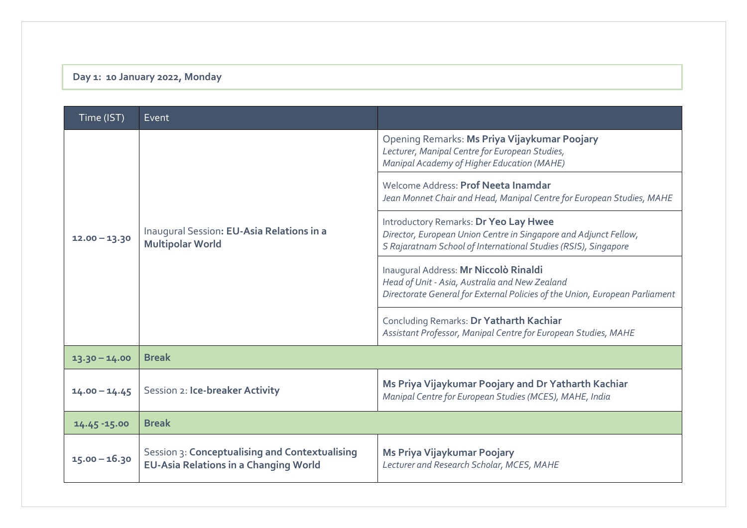**Day 1: 10 January 2022, Monday**

| Time (IST) | Event | |
|---|---|---|
| **12.00 – 13.30** | Inaugural Session**: EU-Asia Relations in a Multipolar World** | Opening Remarks: **Ms Priya Vijaykumar Poojary**<br>*Lecturer, Manipal Centre for European Studies,*<br>*Manipal Academy of Higher Education (MAHE)* |
| | | Welcome Address: **Prof Neeta Inamdar**<br>*Jean Monnet Chair and Head, Manipal Centre for European Studies, MAHE* |
| | | Introductory Remarks: **Dr Yeo Lay Hwee**<br>*Director, European Union Centre in Singapore and Adjunct Fellow,*<br>*S Rajaratnam School of International Studies (RSIS), Singapore* |
| | | Inaugural Address: **Mr Niccolò Rinaldi**<br>*Head of Unit - Asia, Australia and New Zealand*<br>*Directorate General for External Policies of the Union, European Parliament* |
| | | Concluding Remarks: **Dr Yatharth Kachiar**<br>*Assistant Professor, Manipal Centre for European Studies, MAHE* |
| **13.30 – 14.00** | **Break** | |
| **14.00 – 14.45** | Session 2: **Ice-breaker Activity** | **Ms Priya Vijaykumar Poojary and Dr Yatharth Kachiar**<br>*Manipal Centre for European Studies (MCES), MAHE, India* |
| **14.45 -15.00** | **Break** | |
| **15.00 – 16.30** | Session 3: **Conceptualising and Contextualising EU-Asia Relations in a Changing World** | **Ms Priya Vijaykumar Poojary**<br>*Lecturer and Research Scholar, MCES, MAHE* |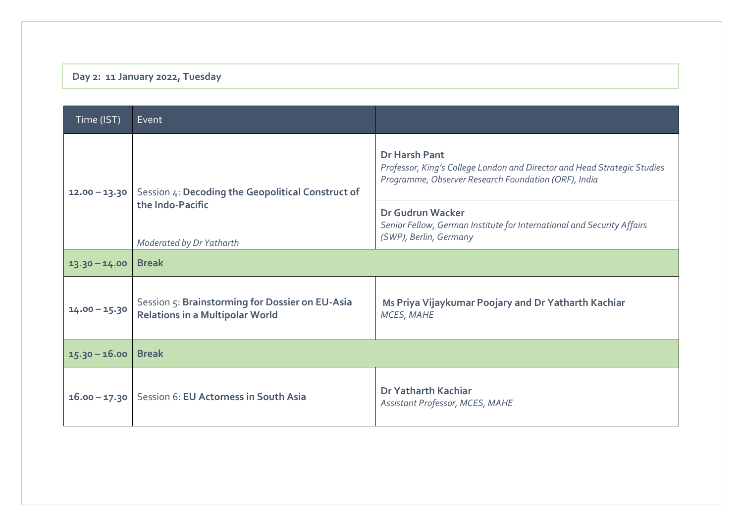**Day 2: 11 January 2022, Tuesday**

| Time (IST) | Event | |
|---|---|---|
| **12.00 – 13.30** | Session 4: **Decoding the Geopolitical Construct of the Indo-Pacific**<br><br>*Moderated by Dr Yatharth* | **Dr Harsh Pant**<br>*Professor, King's College London and Director and Head Strategic Studies Programme, Observer Research Foundation (ORF), India* |
| | | **Dr Gudrun Wacker**<br>*Senior Fellow, German Institute for International and Security Affairs (SWP), Berlin, Germany* |
| **13.30 – 14.00** | **Break** | |
| **14.00 – 15.30** | Session 5: **Brainstorming for Dossier on EU-Asia Relations in a Multipolar World** | **Ms Priya Vijaykumar Poojary and Dr Yatharth Kachiar**<br>*MCES, MAHE* |
| **15.30 – 16.00** | **Break** | |
| **16.00 – 17.30** | Session 6: **EU Actorness in South Asia** | **Dr Yatharth Kachiar**<br>*Assistant Professor, MCES, MAHE* |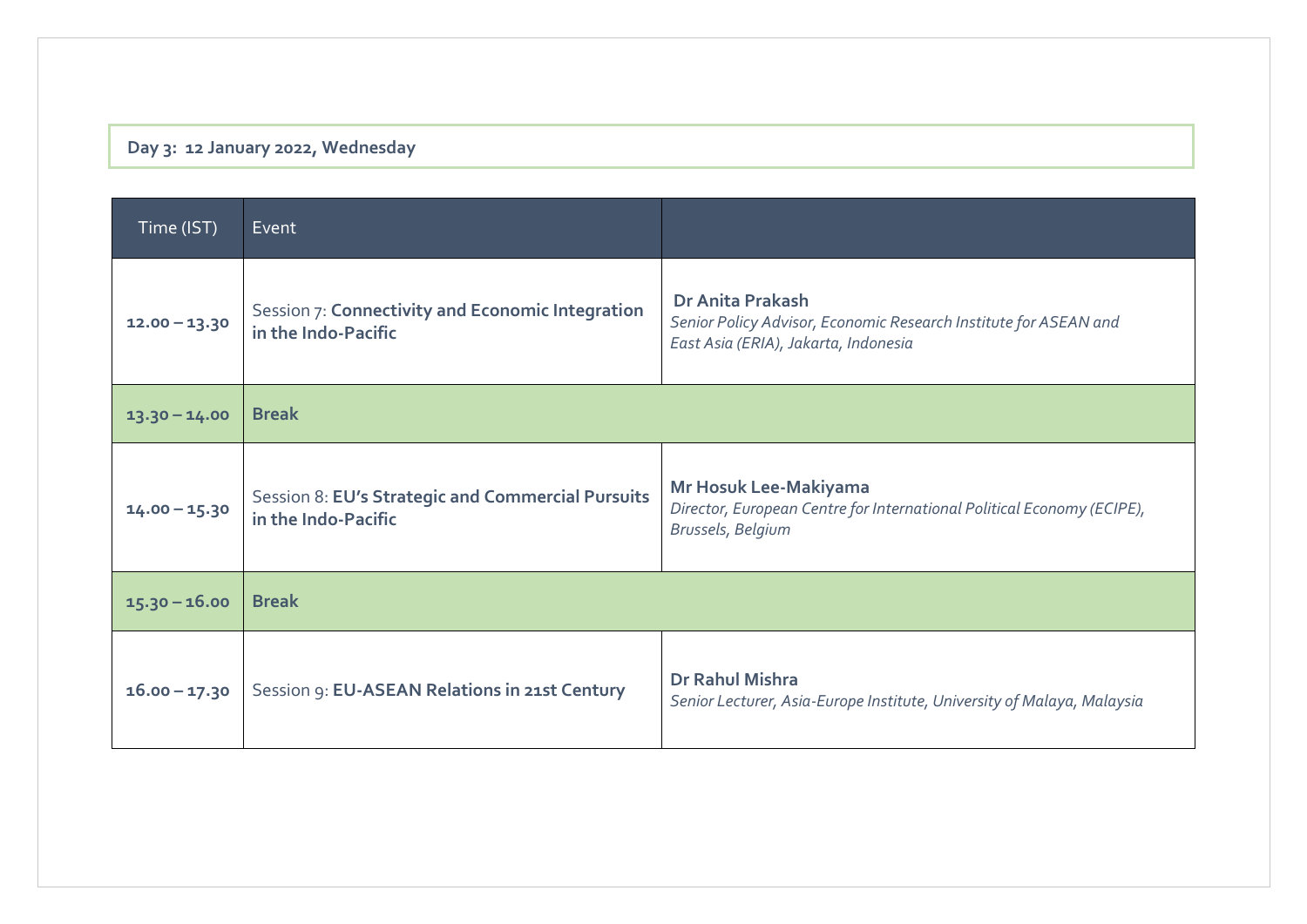**Day 3: 12 January 2022, Wednesday**

| Time (IST) | Event | |
|---|---|---|
| **12.00 – 13.30** | Session 7: **Connectivity and Economic Integration in the Indo-Pacific** | **Dr Anita Prakash** *Senior Policy Advisor, Economic Research Institute for ASEAN and East Asia (ERIA), Jakarta, Indonesia* |
| **13.30 – 14.00** | **Break** | |
| **14.00 – 15.30** | Session 8: **EU's Strategic and Commercial Pursuits in the Indo-Pacific** | **Mr Hosuk Lee-Makiyama** *Director, European Centre for International Political Economy (ECIPE), Brussels, Belgium* |
| **15.30 – 16.00** | **Break** | |
| **16.00 – 17.30** | Session 9: **EU-ASEAN Relations in 21st Century** | **Dr Rahul Mishra** *Senior Lecturer, Asia-Europe Institute, University of Malaya, Malaysia* |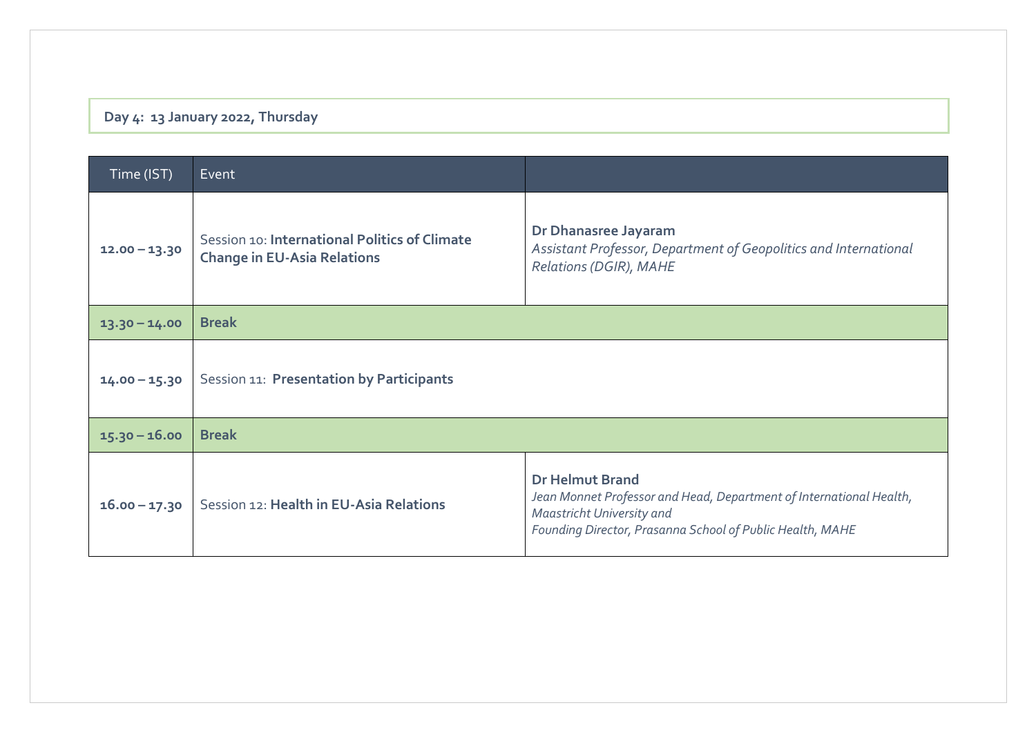**Day 4: 13 January 2022, Thursday**

| Time (IST) | Event | |
|---|---|---|
| **12.00 – 13.30** | Session 10: **International Politics of Climate Change in EU-Asia Relations** | **Dr Dhanasree Jayaram**<br>*Assistant Professor, Department of Geopolitics and International Relations (DGIR), MAHE* |
| **13.30 – 14.00** | **Break** | |
| **14.00 – 15.30** | Session 11: **Presentation by Participants** | |
| **15.30 – 16.00** | **Break** | |
| **16.00 – 17.30** | Session 12: **Health in EU-Asia Relations** | **Dr Helmut Brand**<br>*Jean Monnet Professor and Head, Department of International Health, Maastricht University and*<br>*Founding Director, Prasanna School of Public Health, MAHE* |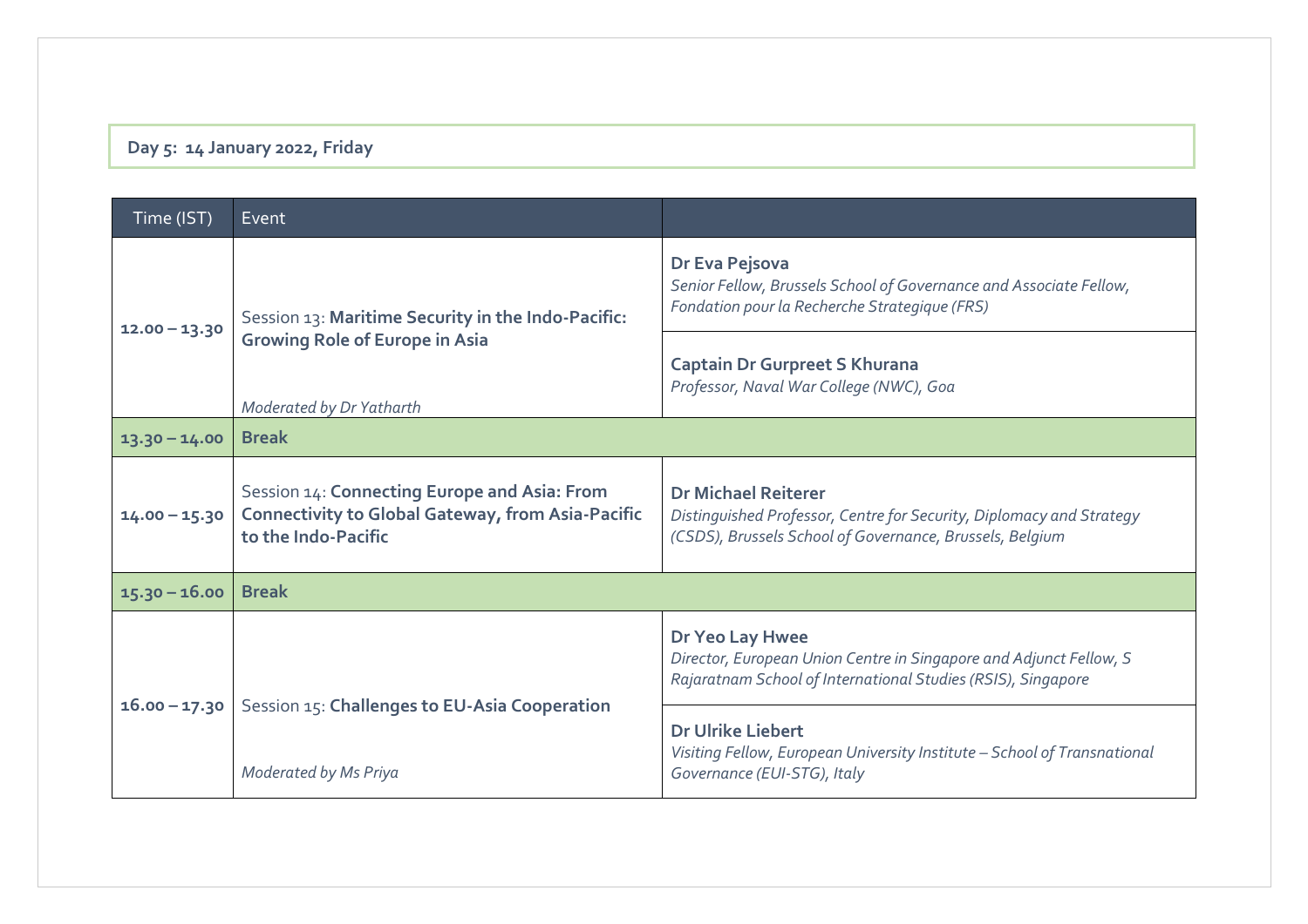**Day 5: 14 January 2022, Friday**

| Time (IST) | Event | |
|---|---|---|
| 12.00 – 13.30 | Session 13: **Maritime Security in the Indo-Pacific: Growing Role of Europe in Asia**<br><br>*Moderated by Dr Yatharth* | **Dr Eva Pejsova**<br>*Senior Fellow, Brussels School of Governance and Associate Fellow, Fondation pour la Recherche Strategique (FRS)* |
| | | **Captain Dr Gurpreet S Khurana**<br>*Professor, Naval War College (NWC), Goa* |
| **13.30 – 14.00** | **Break** | |
| 14.00 – 15.30 | Session 14: **Connecting Europe and Asia: From Connectivity to Global Gateway, from Asia-Pacific to the Indo-Pacific** | **Dr Michael Reiterer**<br>*Distinguished Professor, Centre for Security, Diplomacy and Strategy (CSDS), Brussels School of Governance, Brussels, Belgium* |
| **15.30 – 16.00** | **Break** | |
| 16.00 – 17.30 | Session 15: **Challenges to EU-Asia Cooperation**<br><br>*Moderated by Ms Priya* | **Dr Yeo Lay Hwee**<br>*Director, European Union Centre in Singapore and Adjunct Fellow, S Rajaratnam School of International Studies (RSIS), Singapore* |
| | | **Dr Ulrike Liebert**<br>*Visiting Fellow, European University Institute – School of Transnational Governance (EUI-STG), Italy* |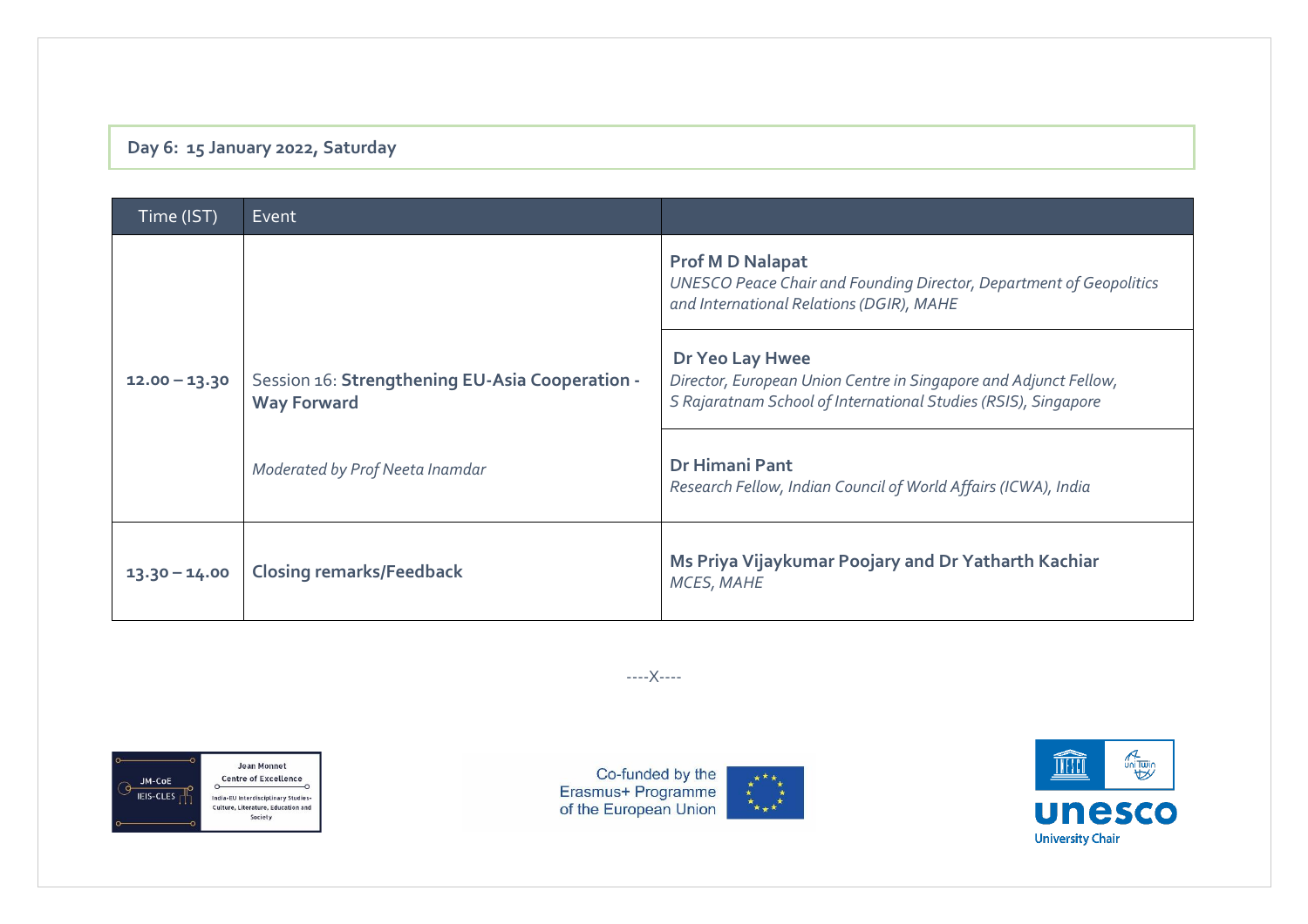**Day 6: 15 January 2022, Saturday**

| Time (IST) | Event | |
|---|---|---|
| **12.00 – 13.30** | Session 16: **Strengthening EU-Asia Cooperation - Way Forward**<br><br>*Moderated by Prof Neeta Inamdar* | **Prof M D Nalapat**<br>*UNESCO Peace Chair and Founding Director, Department of Geopolitics and International Relations (DGIR), MAHE* |
| | | **Dr Yeo Lay Hwee**<br>*Director, European Union Centre in Singapore and Adjunct Fellow, S Rajaratnam School of International Studies (RSIS), Singapore* |
| | | **Dr Himani Pant**<br>*Research Fellow, Indian Council of World Affairs (ICWA), India* |
| **13.30 – 14.00** | **Closing remarks/Feedback** | **Ms Priya Vijaykumar Poojary and Dr Yatharth Kachiar**<br>*MCES, MAHE* |

----X----

JM-CoE IEIS-CLES — Jean Monnet Centre of Excellence — India-EU Interdisciplinary Studies-Culture, Literature, Education and Society

Co-funded by the Erasmus+ Programme of the European Union

UNESCO UniTwin — unesco University Chair